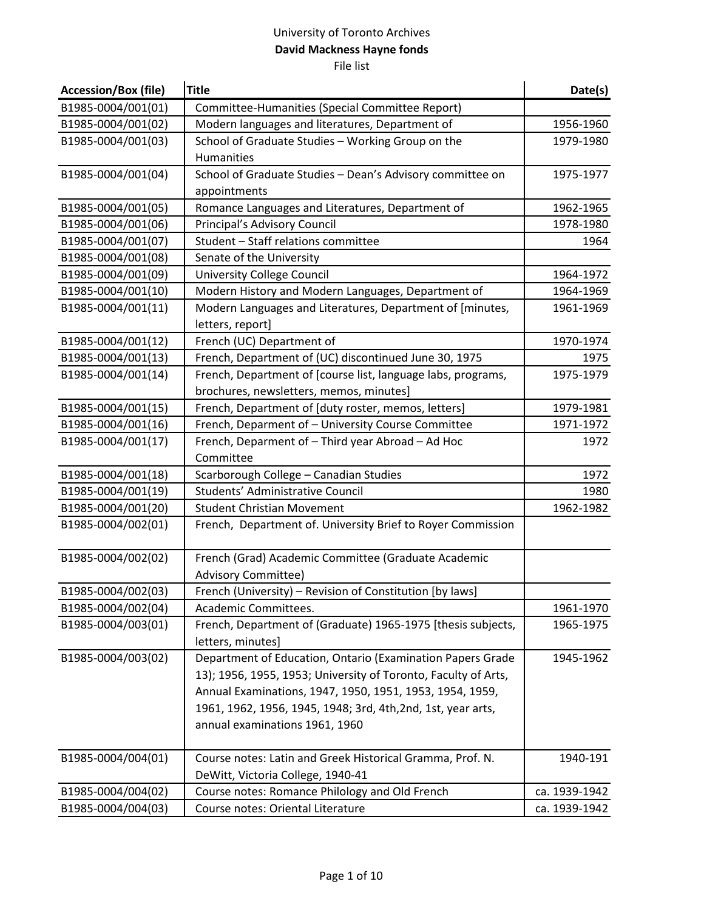University of Toronto Archives

**David Mackness Hayne fonds**

File list

| Accession/Box (file) | Title | Date(s) |
| --- | --- | --- |
| B1985-0004/001(01) | Committee-Humanities (Special Committee Report) | |
| B1985-0004/001(02) | Modern languages and literatures, Department of | 1956-1960 |
| B1985-0004/001(03) | School of Graduate Studies – Working Group on the Humanities | 1979-1980 |
| B1985-0004/001(04) | School of Graduate Studies – Dean's Advisory committee on appointments | 1975-1977 |
| B1985-0004/001(05) | Romance Languages and Literatures, Department of | 1962-1965 |
| B1985-0004/001(06) | Principal's Advisory Council | 1978-1980 |
| B1985-0004/001(07) | Student – Staff relations committee | 1964 |
| B1985-0004/001(08) | Senate of the University | |
| B1985-0004/001(09) | University College Council | 1964-1972 |
| B1985-0004/001(10) | Modern History and Modern Languages, Department of | 1964-1969 |
| B1985-0004/001(11) | Modern Languages and Literatures, Department of [minutes, letters, report] | 1961-1969 |
| B1985-0004/001(12) | French (UC) Department of | 1970-1974 |
| B1985-0004/001(13) | French, Department of (UC) discontinued June 30, 1975 | 1975 |
| B1985-0004/001(14) | French, Department of [course list, language labs, programs, brochures, newsletters, memos, minutes] | 1975-1979 |
| B1985-0004/001(15) | French, Department of [duty roster, memos, letters] | 1979-1981 |
| B1985-0004/001(16) | French, Deparment of – University Course Committee | 1971-1972 |
| B1985-0004/001(17) | French, Deparment of – Third year Abroad – Ad Hoc Committee | 1972 |
| B1985-0004/001(18) | Scarborough College – Canadian Studies | 1972 |
| B1985-0004/001(19) | Students' Administrative Council | 1980 |
| B1985-0004/001(20) | Student Christian Movement | 1962-1982 |
| B1985-0004/002(01) | French, Department of. University Brief to Royer Commission | |
| B1985-0004/002(02) | French (Grad) Academic Committee (Graduate Academic Advisory Committee) | |
| B1985-0004/002(03) | French (University) – Revision of Constitution [by laws] | |
| B1985-0004/002(04) | Academic Committees. | 1961-1970 |
| B1985-0004/003(01) | French, Department of (Graduate) 1965-1975 [thesis subjects, letters, minutes] | 1965-1975 |
| B1985-0004/003(02) | Department of Education, Ontario (Examination Papers Grade 13); 1956, 1955, 1953; University of Toronto, Faculty of Arts, Annual Examinations, 1947, 1950, 1951, 1953, 1954, 1959, 1961, 1962, 1956, 1945, 1948; 3rd, 4th,2nd, 1st, year arts, annual examinations 1961, 1960 | 1945-1962 |
| B1985-0004/004(01) | Course notes: Latin and Greek Historical Gramma, Prof. N. DeWitt, Victoria College, 1940-41 | 1940-191 |
| B1985-0004/004(02) | Course notes: Romance Philology and Old French | ca. 1939-1942 |
| B1985-0004/004(03) | Course notes: Oriental Literature | ca. 1939-1942 |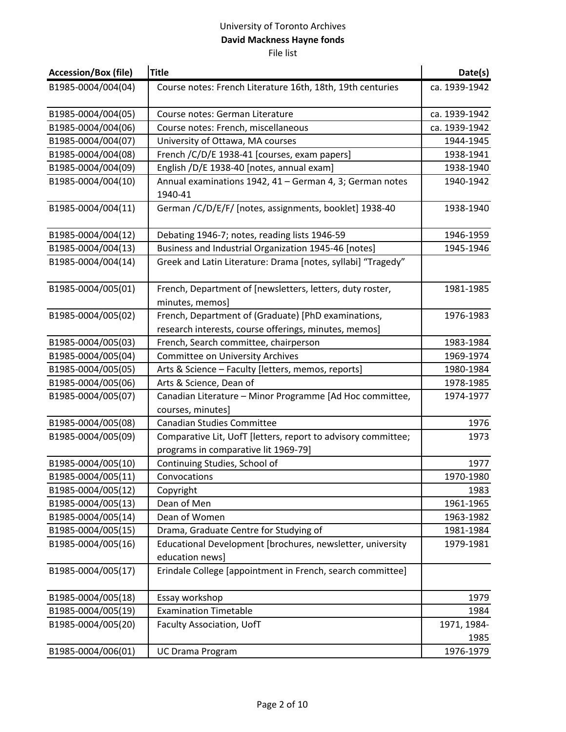University of Toronto Archives

**David Mackness Hayne fonds**

File list

| Accession/Box (file) | Title | Date(s) |
|---|---|---|
| B1985-0004/004(04) | Course notes: French Literature 16th, 18th, 19th centuries | ca. 1939-1942 |
| B1985-0004/004(05) | Course notes: German Literature | ca. 1939-1942 |
| B1985-0004/004(06) | Course notes: French, miscellaneous | ca. 1939-1942 |
| B1985-0004/004(07) | University of Ottawa, MA courses | 1944-1945 |
| B1985-0004/004(08) | French /C/D/E 1938-41 [courses, exam papers] | 1938-1941 |
| B1985-0004/004(09) | English /D/E 1938-40 [notes, annual exam] | 1938-1940 |
| B1985-0004/004(10) | Annual examinations 1942, 41 – German 4, 3; German notes 1940-41 | 1940-1942 |
| B1985-0004/004(11) | German /C/D/E/F/ [notes, assignments, booklet] 1938-40 | 1938-1940 |
| B1985-0004/004(12) | Debating 1946-7; notes, reading lists 1946-59 | 1946-1959 |
| B1985-0004/004(13) | Business and Industrial Organization 1945-46 [notes] | 1945-1946 |
| B1985-0004/004(14) | Greek and Latin Literature: Drama [notes, syllabi] "Tragedy" | |
| B1985-0004/005(01) | French, Department of [newsletters, letters, duty roster, minutes, memos] | 1981-1985 |
| B1985-0004/005(02) | French, Department of (Graduate) [PhD examinations, research interests, course offerings, minutes, memos] | 1976-1983 |
| B1985-0004/005(03) | French, Search committee, chairperson | 1983-1984 |
| B1985-0004/005(04) | Committee on University Archives | 1969-1974 |
| B1985-0004/005(05) | Arts & Science – Faculty [letters, memos, reports] | 1980-1984 |
| B1985-0004/005(06) | Arts & Science, Dean of | 1978-1985 |
| B1985-0004/005(07) | Canadian Literature – Minor Programme [Ad Hoc committee, courses, minutes] | 1974-1977 |
| B1985-0004/005(08) | Canadian Studies Committee | 1976 |
| B1985-0004/005(09) | Comparative Lit, UofT [letters, report to advisory committee; programs in comparative lit 1969-79] | 1973 |
| B1985-0004/005(10) | Continuing Studies, School of | 1977 |
| B1985-0004/005(11) | Convocations | 1970-1980 |
| B1985-0004/005(12) | Copyright | 1983 |
| B1985-0004/005(13) | Dean of Men | 1961-1965 |
| B1985-0004/005(14) | Dean of Women | 1963-1982 |
| B1985-0004/005(15) | Drama, Graduate Centre for Studying of | 1981-1984 |
| B1985-0004/005(16) | Educational Development [brochures, newsletter, university education news] | 1979-1981 |
| B1985-0004/005(17) | Erindale College [appointment in French, search committee] | |
| B1985-0004/005(18) | Essay workshop | 1979 |
| B1985-0004/005(19) | Examination Timetable | 1984 |
| B1985-0004/005(20) | Faculty Association, UofT | 1971, 1984-1985 |
| B1985-0004/006(01) | UC Drama Program | 1976-1979 |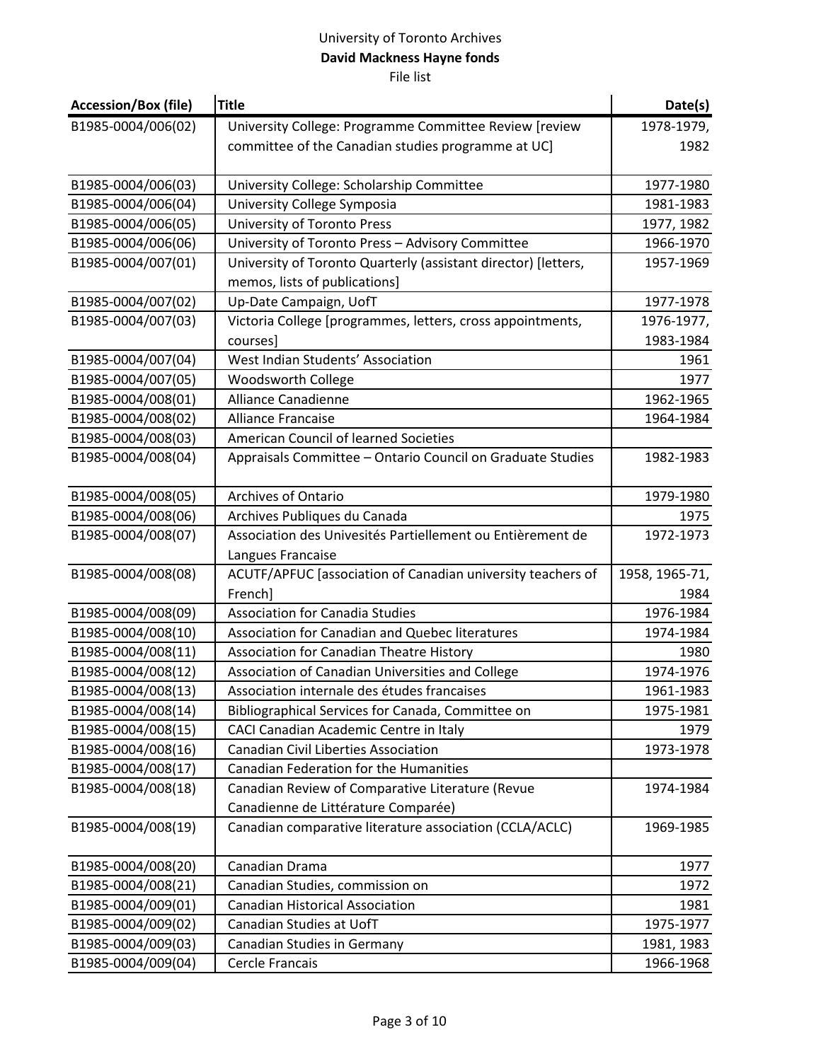University of Toronto Archives

**David Mackness Hayne fonds**

File list

| Accession/Box (file) | Title | Date(s) |
|---|---|---|
| B1985-0004/006(02) | University College: Programme Committee Review [review committee of the Canadian studies programme at UC] | 1978-1979, 1982 |
| B1985-0004/006(03) | University College: Scholarship Committee | 1977-1980 |
| B1985-0004/006(04) | University College Symposia | 1981-1983 |
| B1985-0004/006(05) | University of Toronto Press | 1977, 1982 |
| B1985-0004/006(06) | University of Toronto Press – Advisory Committee | 1966-1970 |
| B1985-0004/007(01) | University of Toronto Quarterly (assistant director) [letters, memos, lists of publications] | 1957-1969 |
| B1985-0004/007(02) | Up-Date Campaign, UofT | 1977-1978 |
| B1985-0004/007(03) | Victoria College [programmes, letters, cross appointments, courses] | 1976-1977, 1983-1984 |
| B1985-0004/007(04) | West Indian Students' Association | 1961 |
| B1985-0004/007(05) | Woodsworth College | 1977 |
| B1985-0004/008(01) | Alliance Canadienne | 1962-1965 |
| B1985-0004/008(02) | Alliance Francaise | 1964-1984 |
| B1985-0004/008(03) | American Council of learned Societies | |
| B1985-0004/008(04) | Appraisals Committee – Ontario Council on Graduate Studies | 1982-1983 |
| B1985-0004/008(05) | Archives of Ontario | 1979-1980 |
| B1985-0004/008(06) | Archives Publiques du Canada | 1975 |
| B1985-0004/008(07) | Association des Univesités Partiellement ou Entièrement de Langues Francaise | 1972-1973 |
| B1985-0004/008(08) | ACUTF/APFUC [association of Canadian university teachers of French] | 1958, 1965-71, 1984 |
| B1985-0004/008(09) | Association for Canadia Studies | 1976-1984 |
| B1985-0004/008(10) | Association for Canadian and Quebec literatures | 1974-1984 |
| B1985-0004/008(11) | Association for Canadian Theatre History | 1980 |
| B1985-0004/008(12) | Association of Canadian Universities and College | 1974-1976 |
| B1985-0004/008(13) | Association internale des études francaises | 1961-1983 |
| B1985-0004/008(14) | Bibliographical Services for Canada, Committee on | 1975-1981 |
| B1985-0004/008(15) | CACI Canadian Academic Centre in Italy | 1979 |
| B1985-0004/008(16) | Canadian Civil Liberties Association | 1973-1978 |
| B1985-0004/008(17) | Canadian Federation for the Humanities | |
| B1985-0004/008(18) | Canadian Review of Comparative Literature (Revue Canadienne de Littérature Comparée) | 1974-1984 |
| B1985-0004/008(19) | Canadian comparative literature association (CCLA/ACLC) | 1969-1985 |
| B1985-0004/008(20) | Canadian Drama | 1977 |
| B1985-0004/008(21) | Canadian Studies, commission on | 1972 |
| B1985-0004/009(01) | Canadian Historical Association | 1981 |
| B1985-0004/009(02) | Canadian Studies at UofT | 1975-1977 |
| B1985-0004/009(03) | Canadian Studies in Germany | 1981, 1983 |
| B1985-0004/009(04) | Cercle Francais | 1966-1968 |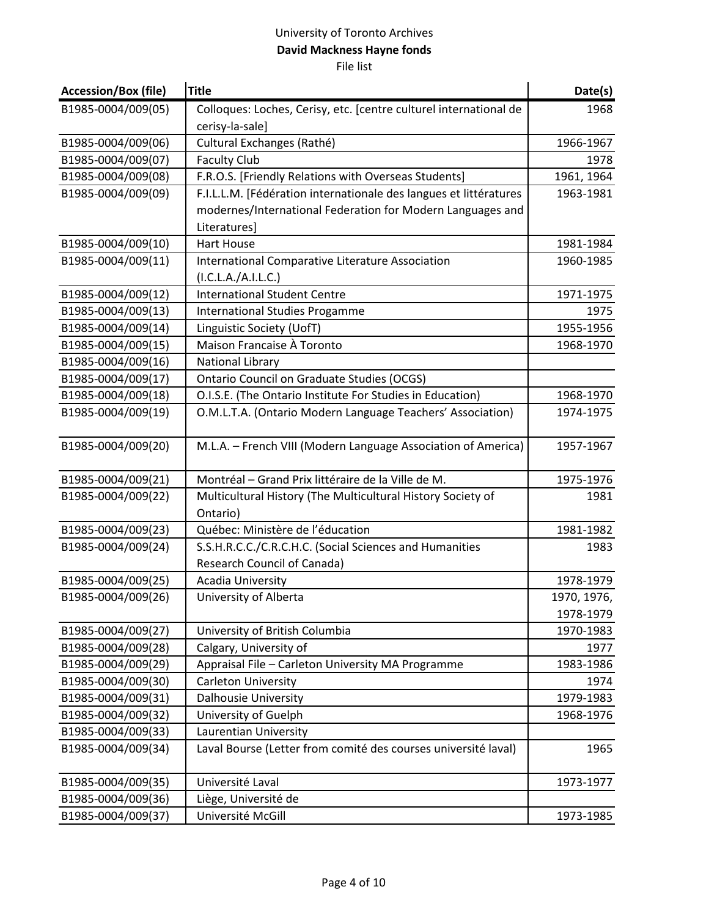University of Toronto Archives

**David Mackness Hayne fonds**

File list

| Accession/Box (file) | Title | Date(s) |
| --- | --- | --- |
| B1985-0004/009(05) | Colloques: Loches, Cerisy, etc. [centre culturel international de cerisy-la-sale] | 1968 |
| B1985-0004/009(06) | Cultural Exchanges (Rathé) | 1966-1967 |
| B1985-0004/009(07) | Faculty Club | 1978 |
| B1985-0004/009(08) | F.R.O.S. [Friendly Relations with Overseas Students] | 1961, 1964 |
| B1985-0004/009(09) | F.I.L.L.M. [Fédération internationale des langues et littératures modernes/International Federation for Modern Languages and Literatures] | 1963-1981 |
| B1985-0004/009(10) | Hart House | 1981-1984 |
| B1985-0004/009(11) | International Comparative Literature Association (I.C.L.A./A.I.L.C.) | 1960-1985 |
| B1985-0004/009(12) | International Student Centre | 1971-1975 |
| B1985-0004/009(13) | International Studies Progamme | 1975 |
| B1985-0004/009(14) | Linguistic Society (UofT) | 1955-1956 |
| B1985-0004/009(15) | Maison Francaise À Toronto | 1968-1970 |
| B1985-0004/009(16) | National Library | |
| B1985-0004/009(17) | Ontario Council on Graduate Studies (OCGS) | |
| B1985-0004/009(18) | O.I.S.E. (The Ontario Institute For Studies in Education) | 1968-1970 |
| B1985-0004/009(19) | O.M.L.T.A. (Ontario Modern Language Teachers' Association) | 1974-1975 |
| B1985-0004/009(20) | M.L.A. – French VIII (Modern Language Association of America) | 1957-1967 |
| B1985-0004/009(21) | Montréal – Grand Prix littéraire de la Ville de M. | 1975-1976 |
| B1985-0004/009(22) | Multicultural History (The Multicultural History Society of Ontario) | 1981 |
| B1985-0004/009(23) | Québec: Ministère de l'éducation | 1981-1982 |
| B1985-0004/009(24) | S.S.H.R.C.C./C.R.C.H.C. (Social Sciences and Humanities Research Council of Canada) | 1983 |
| B1985-0004/009(25) | Acadia University | 1978-1979 |
| B1985-0004/009(26) | University of Alberta | 1970, 1976, 1978-1979 |
| B1985-0004/009(27) | University of British Columbia | 1970-1983 |
| B1985-0004/009(28) | Calgary, University of | 1977 |
| B1985-0004/009(29) | Appraisal File – Carleton University MA Programme | 1983-1986 |
| B1985-0004/009(30) | Carleton University | 1974 |
| B1985-0004/009(31) | Dalhousie University | 1979-1983 |
| B1985-0004/009(32) | University of Guelph | 1968-1976 |
| B1985-0004/009(33) | Laurentian University | |
| B1985-0004/009(34) | Laval Bourse (Letter from comité des courses université laval) | 1965 |
| B1985-0004/009(35) | Université Laval | 1973-1977 |
| B1985-0004/009(36) | Liège, Université de | |
| B1985-0004/009(37) | Université McGill | 1973-1985 |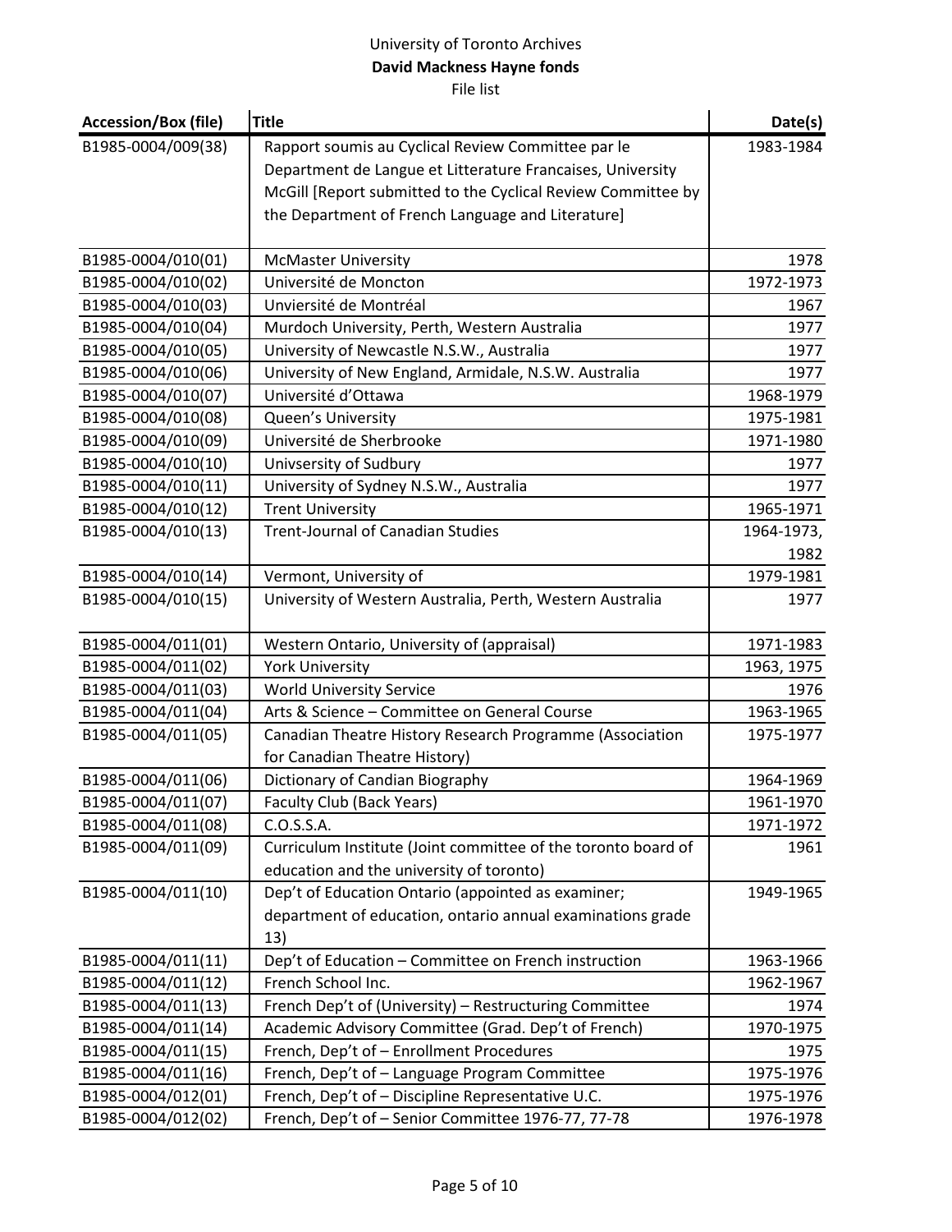University of Toronto Archives

**David Mackness Hayne fonds**

File list

| Accession/Box (file) | Title | Date(s) |
|---|---|---|
| B1985-0004/009(38) | Rapport soumis au Cyclical Review Committee par le Department de Langue et Litterature Francaises, University McGill [Report submitted to the Cyclical Review Committee by the Department of French Language and Literature] | 1983-1984 |
| B1985-0004/010(01) | McMaster University | 1978 |
| B1985-0004/010(02) | Université de Moncton | 1972-1973 |
| B1985-0004/010(03) | Unviersité de Montréal | 1967 |
| B1985-0004/010(04) | Murdoch University, Perth, Western Australia | 1977 |
| B1985-0004/010(05) | University of Newcastle N.S.W., Australia | 1977 |
| B1985-0004/010(06) | University of New England, Armidale, N.S.W. Australia | 1977 |
| B1985-0004/010(07) | Université d'Ottawa | 1968-1979 |
| B1985-0004/010(08) | Queen's University | 1975-1981 |
| B1985-0004/010(09) | Université de Sherbrooke | 1971-1980 |
| B1985-0004/010(10) | Univsersity of Sudbury | 1977 |
| B1985-0004/010(11) | University of Sydney N.S.W., Australia | 1977 |
| B1985-0004/010(12) | Trent University | 1965-1971 |
| B1985-0004/010(13) | Trent-Journal of Canadian Studies | 1964-1973, 1982 |
| B1985-0004/010(14) | Vermont, University of | 1979-1981 |
| B1985-0004/010(15) | University of Western Australia, Perth, Western Australia | 1977 |
| B1985-0004/011(01) | Western Ontario, University of (appraisal) | 1971-1983 |
| B1985-0004/011(02) | York University | 1963, 1975 |
| B1985-0004/011(03) | World University Service | 1976 |
| B1985-0004/011(04) | Arts & Science – Committee on General Course | 1963-1965 |
| B1985-0004/011(05) | Canadian Theatre History Research Programme (Association for Canadian Theatre History) | 1975-1977 |
| B1985-0004/011(06) | Dictionary of Candian Biography | 1964-1969 |
| B1985-0004/011(07) | Faculty Club (Back Years) | 1961-1970 |
| B1985-0004/011(08) | C.O.S.S.A. | 1971-1972 |
| B1985-0004/011(09) | Curriculum Institute (Joint committee of the toronto board of education and the university of toronto) | 1961 |
| B1985-0004/011(10) | Dep't of Education Ontario (appointed as examiner; department of education, ontario annual examinations grade 13) | 1949-1965 |
| B1985-0004/011(11) | Dep't of Education – Committee on French instruction | 1963-1966 |
| B1985-0004/011(12) | French School Inc. | 1962-1967 |
| B1985-0004/011(13) | French Dep't of (University) – Restructuring Committee | 1974 |
| B1985-0004/011(14) | Academic Advisory Committee (Grad. Dep't of French) | 1970-1975 |
| B1985-0004/011(15) | French, Dep't of – Enrollment Procedures | 1975 |
| B1985-0004/011(16) | French, Dep't of – Language Program Committee | 1975-1976 |
| B1985-0004/012(01) | French, Dep't of – Discipline Representative U.C. | 1975-1976 |
| B1985-0004/012(02) | French, Dep't of – Senior Committee 1976-77, 77-78 | 1976-1978 |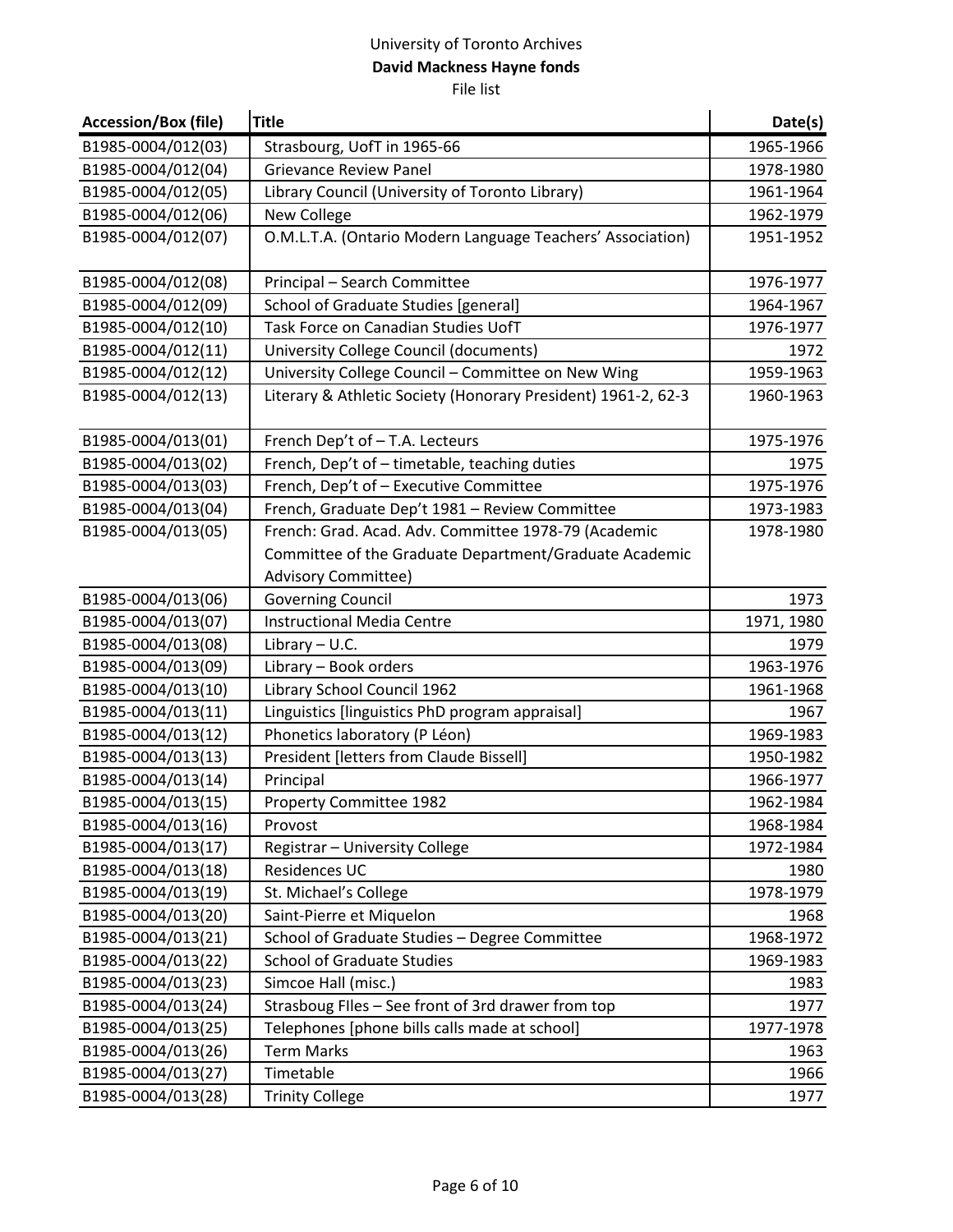University of Toronto Archives
**David Mackness Hayne fonds**
File list

| Accession/Box (file) | Title | Date(s) |
|---|---|---|
| B1985-0004/012(03) | Strasbourg, UofT in 1965-66 | 1965-1966 |
| B1985-0004/012(04) | Grievance Review Panel | 1978-1980 |
| B1985-0004/012(05) | Library Council (University of Toronto Library) | 1961-1964 |
| B1985-0004/012(06) | New College | 1962-1979 |
| B1985-0004/012(07) | O.M.L.T.A. (Ontario Modern Language Teachers' Association) | 1951-1952 |
| B1985-0004/012(08) | Principal – Search Committee | 1976-1977 |
| B1985-0004/012(09) | School of Graduate Studies [general] | 1964-1967 |
| B1985-0004/012(10) | Task Force on Canadian Studies UofT | 1976-1977 |
| B1985-0004/012(11) | University College Council (documents) | 1972 |
| B1985-0004/012(12) | University College Council – Committee on New Wing | 1959-1963 |
| B1985-0004/012(13) | Literary & Athletic Society (Honorary President) 1961-2, 62-3 | 1960-1963 |
| B1985-0004/013(01) | French Dep't of – T.A. Lecteurs | 1975-1976 |
| B1985-0004/013(02) | French, Dep't of – timetable, teaching duties | 1975 |
| B1985-0004/013(03) | French, Dep't of – Executive Committee | 1975-1976 |
| B1985-0004/013(04) | French, Graduate Dep't 1981 – Review Committee | 1973-1983 |
| B1985-0004/013(05) | French: Grad. Acad. Adv. Committee 1978-79 (Academic Committee of the Graduate Department/Graduate Academic Advisory Committee) | 1978-1980 |
| B1985-0004/013(06) | Governing Council | 1973 |
| B1985-0004/013(07) | Instructional Media Centre | 1971, 1980 |
| B1985-0004/013(08) | Library – U.C. | 1979 |
| B1985-0004/013(09) | Library – Book orders | 1963-1976 |
| B1985-0004/013(10) | Library School Council 1962 | 1961-1968 |
| B1985-0004/013(11) | Linguistics [linguistics PhD program appraisal] | 1967 |
| B1985-0004/013(12) | Phonetics laboratory (P Léon) | 1969-1983 |
| B1985-0004/013(13) | President [letters from Claude Bissell] | 1950-1982 |
| B1985-0004/013(14) | Principal | 1966-1977 |
| B1985-0004/013(15) | Property Committee 1982 | 1962-1984 |
| B1985-0004/013(16) | Provost | 1968-1984 |
| B1985-0004/013(17) | Registrar – University College | 1972-1984 |
| B1985-0004/013(18) | Residences UC | 1980 |
| B1985-0004/013(19) | St. Michael's College | 1978-1979 |
| B1985-0004/013(20) | Saint-Pierre et Miquelon | 1968 |
| B1985-0004/013(21) | School of Graduate Studies – Degree Committee | 1968-1972 |
| B1985-0004/013(22) | School of Graduate Studies | 1969-1983 |
| B1985-0004/013(23) | Simcoe Hall (misc.) | 1983 |
| B1985-0004/013(24) | Strasboug FIles – See front of 3rd drawer from top | 1977 |
| B1985-0004/013(25) | Telephones [phone bills calls made at school] | 1977-1978 |
| B1985-0004/013(26) | Term Marks | 1963 |
| B1985-0004/013(27) | Timetable | 1966 |
| B1985-0004/013(28) | Trinity College | 1977 |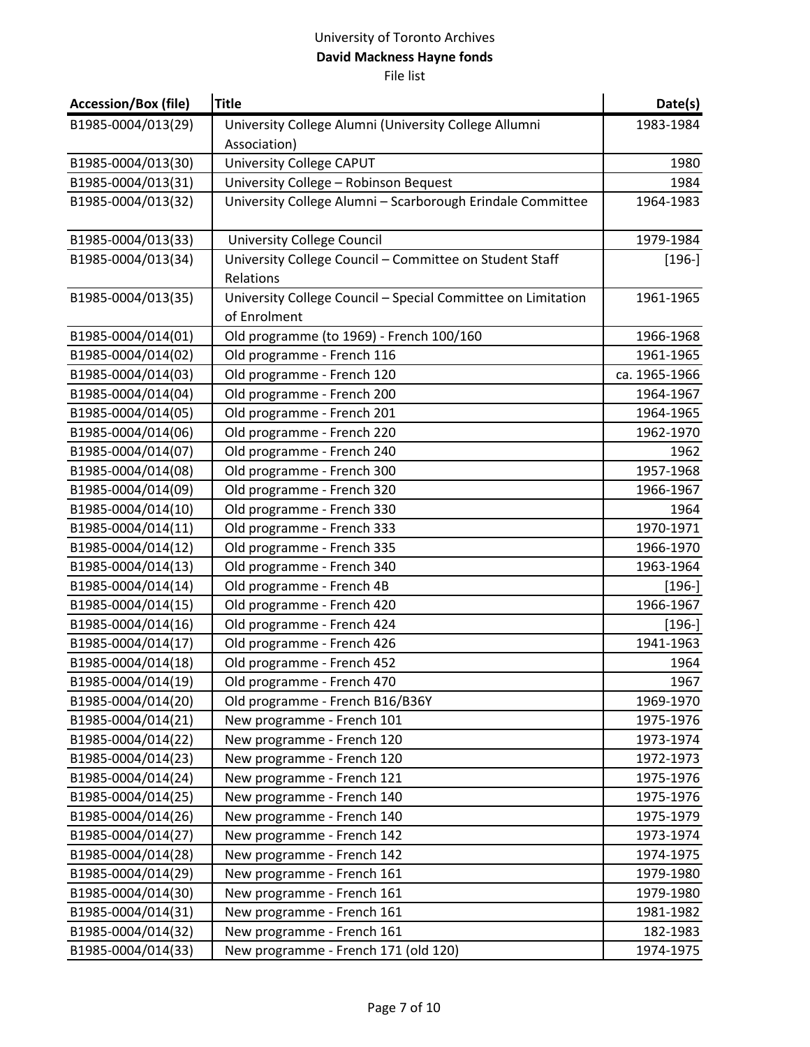University of Toronto Archives

**David Mackness Hayne fonds**

File list

| Accession/Box (file) | Title | Date(s) |
| --- | --- | --- |
| B1985-0004/013(29) | University College Alumni (University College Allumni Association) | 1983-1984 |
| B1985-0004/013(30) | University College CAPUT | 1980 |
| B1985-0004/013(31) | University College – Robinson Bequest | 1984 |
| B1985-0004/013(32) | University College Alumni – Scarborough Erindale Committee | 1964-1983 |
| B1985-0004/013(33) | University College Council | 1979-1984 |
| B1985-0004/013(34) | University College Council – Committee on Student Staff Relations | [196-] |
| B1985-0004/013(35) | University College Council – Special Committee on Limitation of Enrolment | 1961-1965 |
| B1985-0004/014(01) | Old programme (to 1969) - French 100/160 | 1966-1968 |
| B1985-0004/014(02) | Old programme - French 116 | 1961-1965 |
| B1985-0004/014(03) | Old programme - French 120 | ca. 1965-1966 |
| B1985-0004/014(04) | Old programme - French 200 | 1964-1967 |
| B1985-0004/014(05) | Old programme - French 201 | 1964-1965 |
| B1985-0004/014(06) | Old programme - French 220 | 1962-1970 |
| B1985-0004/014(07) | Old programme - French 240 | 1962 |
| B1985-0004/014(08) | Old programme - French 300 | 1957-1968 |
| B1985-0004/014(09) | Old programme - French 320 | 1966-1967 |
| B1985-0004/014(10) | Old programme - French 330 | 1964 |
| B1985-0004/014(11) | Old programme - French 333 | 1970-1971 |
| B1985-0004/014(12) | Old programme - French 335 | 1966-1970 |
| B1985-0004/014(13) | Old programme - French 340 | 1963-1964 |
| B1985-0004/014(14) | Old programme - French 4B | [196-] |
| B1985-0004/014(15) | Old programme - French 420 | 1966-1967 |
| B1985-0004/014(16) | Old programme - French 424 | [196-] |
| B1985-0004/014(17) | Old programme - French 426 | 1941-1963 |
| B1985-0004/014(18) | Old programme - French 452 | 1964 |
| B1985-0004/014(19) | Old programme - French 470 | 1967 |
| B1985-0004/014(20) | Old programme - French B16/B36Y | 1969-1970 |
| B1985-0004/014(21) | New programme - French 101 | 1975-1976 |
| B1985-0004/014(22) | New programme - French 120 | 1973-1974 |
| B1985-0004/014(23) | New programme - French 120 | 1972-1973 |
| B1985-0004/014(24) | New programme - French 121 | 1975-1976 |
| B1985-0004/014(25) | New programme - French 140 | 1975-1976 |
| B1985-0004/014(26) | New programme - French 140 | 1975-1979 |
| B1985-0004/014(27) | New programme - French 142 | 1973-1974 |
| B1985-0004/014(28) | New programme - French 142 | 1974-1975 |
| B1985-0004/014(29) | New programme - French 161 | 1979-1980 |
| B1985-0004/014(30) | New programme - French 161 | 1979-1980 |
| B1985-0004/014(31) | New programme - French 161 | 1981-1982 |
| B1985-0004/014(32) | New programme - French 161 | 182-1983 |
| B1985-0004/014(33) | New programme - French 171 (old 120) | 1974-1975 |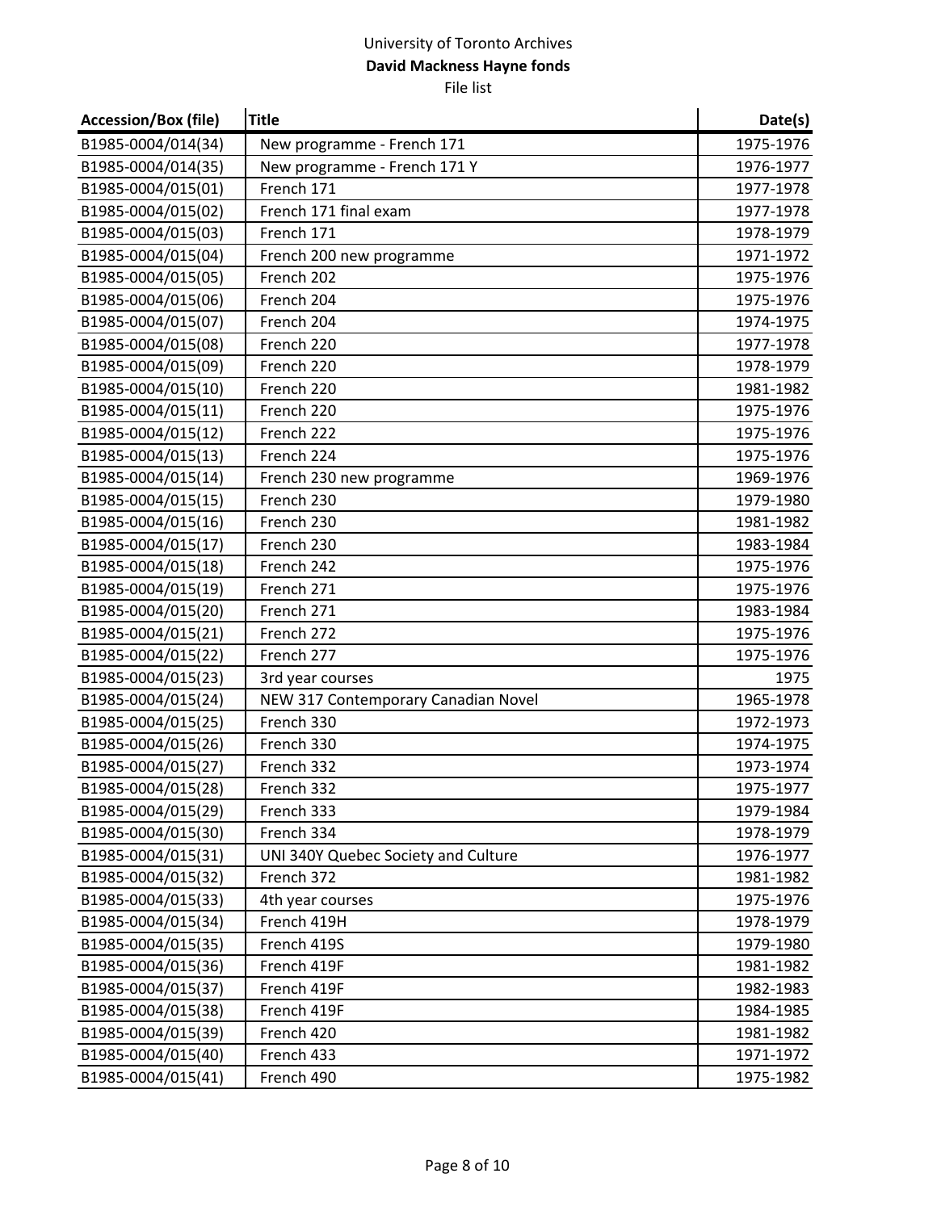University of Toronto Archives

**David Mackness Hayne fonds**

File list

| Accession/Box (file) | Title | Date(s) |
|---|---|---|
| B1985-0004/014(34) | New programme - French 171 | 1975-1976 |
| B1985-0004/014(35) | New programme - French 171 Y | 1976-1977 |
| B1985-0004/015(01) | French 171 | 1977-1978 |
| B1985-0004/015(02) | French 171 final exam | 1977-1978 |
| B1985-0004/015(03) | French 171 | 1978-1979 |
| B1985-0004/015(04) | French 200 new programme | 1971-1972 |
| B1985-0004/015(05) | French 202 | 1975-1976 |
| B1985-0004/015(06) | French 204 | 1975-1976 |
| B1985-0004/015(07) | French 204 | 1974-1975 |
| B1985-0004/015(08) | French 220 | 1977-1978 |
| B1985-0004/015(09) | French 220 | 1978-1979 |
| B1985-0004/015(10) | French 220 | 1981-1982 |
| B1985-0004/015(11) | French 220 | 1975-1976 |
| B1985-0004/015(12) | French 222 | 1975-1976 |
| B1985-0004/015(13) | French 224 | 1975-1976 |
| B1985-0004/015(14) | French 230 new programme | 1969-1976 |
| B1985-0004/015(15) | French 230 | 1979-1980 |
| B1985-0004/015(16) | French 230 | 1981-1982 |
| B1985-0004/015(17) | French 230 | 1983-1984 |
| B1985-0004/015(18) | French 242 | 1975-1976 |
| B1985-0004/015(19) | French 271 | 1975-1976 |
| B1985-0004/015(20) | French 271 | 1983-1984 |
| B1985-0004/015(21) | French 272 | 1975-1976 |
| B1985-0004/015(22) | French 277 | 1975-1976 |
| B1985-0004/015(23) | 3rd year courses | 1975 |
| B1985-0004/015(24) | NEW 317 Contemporary Canadian Novel | 1965-1978 |
| B1985-0004/015(25) | French 330 | 1972-1973 |
| B1985-0004/015(26) | French 330 | 1974-1975 |
| B1985-0004/015(27) | French 332 | 1973-1974 |
| B1985-0004/015(28) | French 332 | 1975-1977 |
| B1985-0004/015(29) | French 333 | 1979-1984 |
| B1985-0004/015(30) | French 334 | 1978-1979 |
| B1985-0004/015(31) | UNI 340Y Quebec Society and Culture | 1976-1977 |
| B1985-0004/015(32) | French 372 | 1981-1982 |
| B1985-0004/015(33) | 4th year courses | 1975-1976 |
| B1985-0004/015(34) | French 419H | 1978-1979 |
| B1985-0004/015(35) | French 419S | 1979-1980 |
| B1985-0004/015(36) | French 419F | 1981-1982 |
| B1985-0004/015(37) | French 419F | 1982-1983 |
| B1985-0004/015(38) | French 419F | 1984-1985 |
| B1985-0004/015(39) | French 420 | 1981-1982 |
| B1985-0004/015(40) | French 433 | 1971-1972 |
| B1985-0004/015(41) | French 490 | 1975-1982 |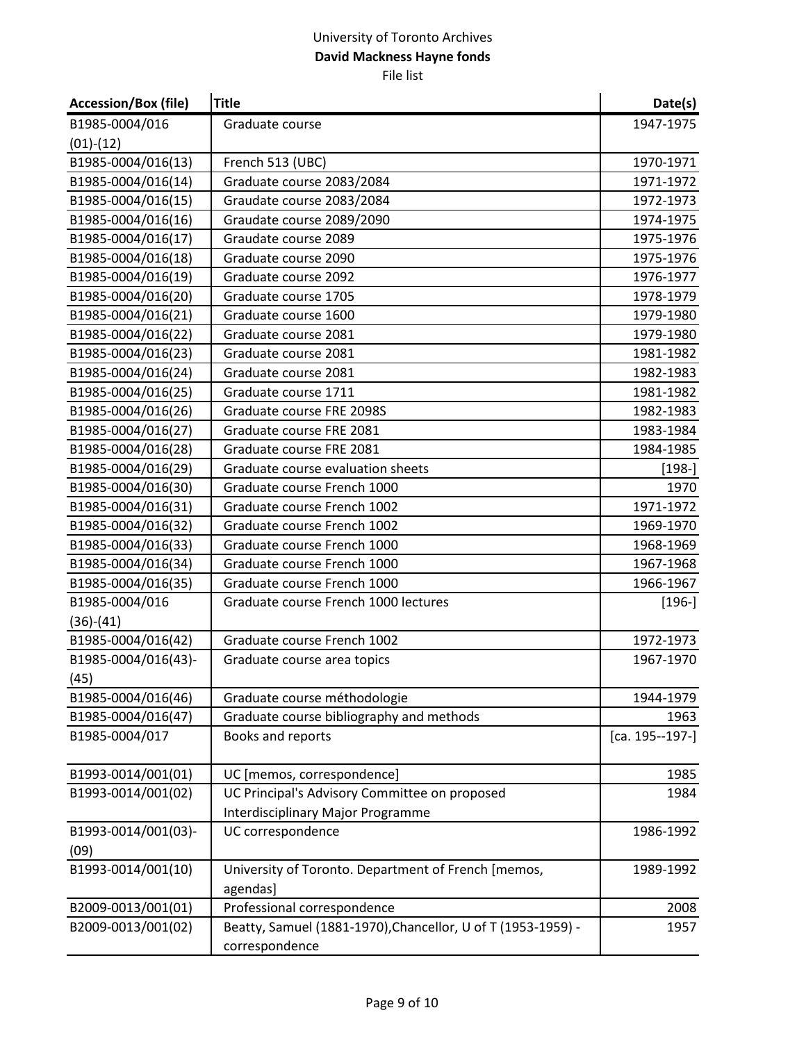University of Toronto Archives

**David Mackness Hayne fonds**

File list

| Accession/Box (file) | Title | Date(s) |
| --- | --- | --- |
| B1985-0004/016 (01)-(12) | Graduate course | 1947-1975 |
| B1985-0004/016(13) | French 513 (UBC) | 1970-1971 |
| B1985-0004/016(14) | Graduate course 2083/2084 | 1971-1972 |
| B1985-0004/016(15) | Graudate course 2083/2084 | 1972-1973 |
| B1985-0004/016(16) | Graudate course 2089/2090 | 1974-1975 |
| B1985-0004/016(17) | Graudate course 2089 | 1975-1976 |
| B1985-0004/016(18) | Graduate course 2090 | 1975-1976 |
| B1985-0004/016(19) | Graduate course 2092 | 1976-1977 |
| B1985-0004/016(20) | Graduate course 1705 | 1978-1979 |
| B1985-0004/016(21) | Graduate course 1600 | 1979-1980 |
| B1985-0004/016(22) | Graduate course 2081 | 1979-1980 |
| B1985-0004/016(23) | Graduate course 2081 | 1981-1982 |
| B1985-0004/016(24) | Graduate course 2081 | 1982-1983 |
| B1985-0004/016(25) | Graduate course 1711 | 1981-1982 |
| B1985-0004/016(26) | Graduate course FRE 2098S | 1982-1983 |
| B1985-0004/016(27) | Graduate course FRE 2081 | 1983-1984 |
| B1985-0004/016(28) | Graduate course FRE 2081 | 1984-1985 |
| B1985-0004/016(29) | Graduate course evaluation sheets | [198-] |
| B1985-0004/016(30) | Graduate course French 1000 | 1970 |
| B1985-0004/016(31) | Graduate course French 1002 | 1971-1972 |
| B1985-0004/016(32) | Graduate course French 1002 | 1969-1970 |
| B1985-0004/016(33) | Graduate course French 1000 | 1968-1969 |
| B1985-0004/016(34) | Graduate course French 1000 | 1967-1968 |
| B1985-0004/016(35) | Graduate course French 1000 | 1966-1967 |
| B1985-0004/016 (36)-(41) | Graduate course French 1000 lectures | [196-] |
| B1985-0004/016(42) | Graduate course French 1002 | 1972-1973 |
| B1985-0004/016(43)-(45) | Graduate course area topics | 1967-1970 |
| B1985-0004/016(46) | Graduate course méthodologie | 1944-1979 |
| B1985-0004/016(47) | Graduate course bibliography and methods | 1963 |
| B1985-0004/017 | Books and reports | [ca. 195--197-] |
| B1993-0014/001(01) | UC [memos, correspondence] | 1985 |
| B1993-0014/001(02) | UC Principal's Advisory Committee on proposed Interdisciplinary Major Programme | 1984 |
| B1993-0014/001(03)-(09) | UC correspondence | 1986-1992 |
| B1993-0014/001(10) | University of Toronto. Department of French [memos, agendas] | 1989-1992 |
| B2009-0013/001(01) | Professional correspondence | 2008 |
| B2009-0013/001(02) | Beatty, Samuel (1881-1970),Chancellor, U of T (1953-1959) - correspondence | 1957 |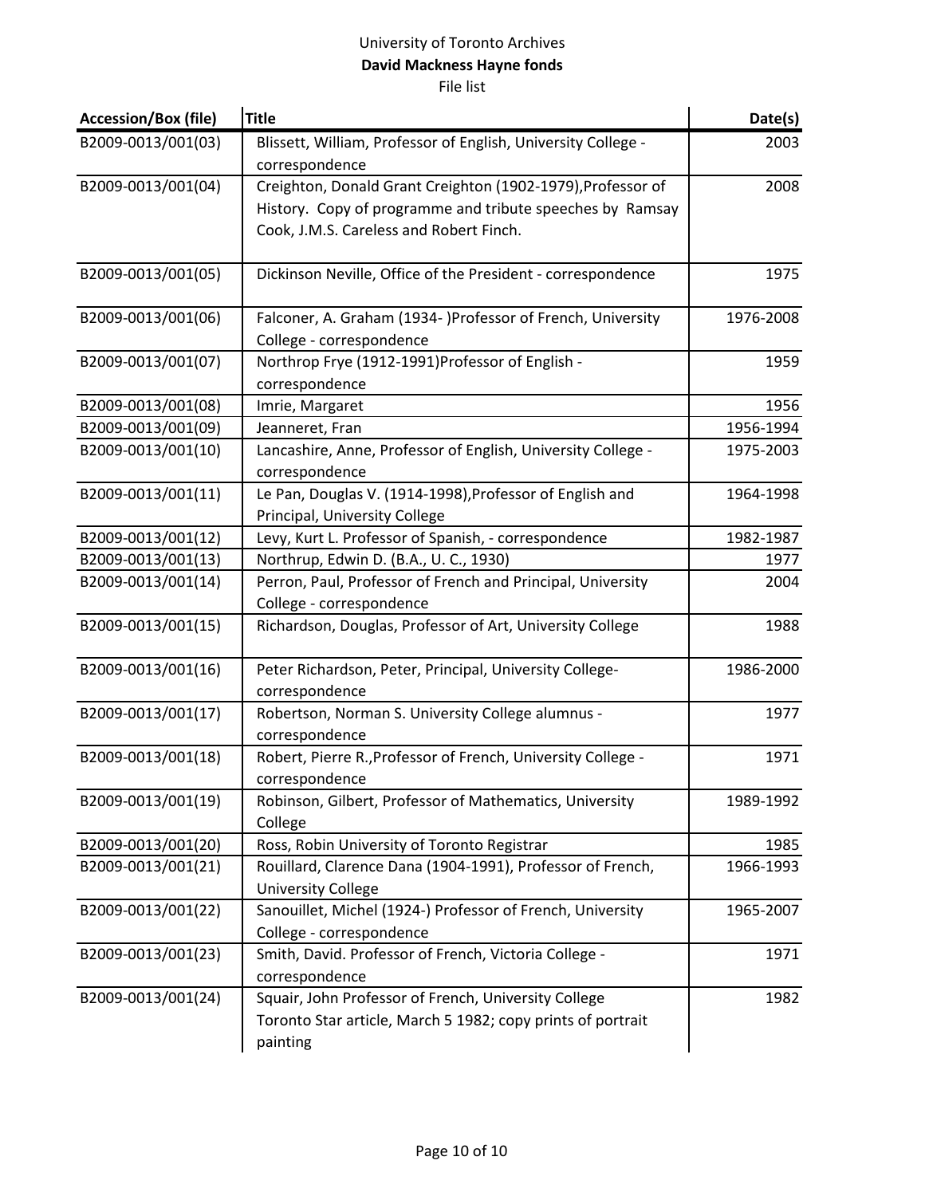University of Toronto Archives

**David Mackness Hayne fonds**

File list

| Accession/Box (file) | Title | Date(s) |
|---|---|---|
| B2009-0013/001(03) | Blissett, William, Professor of English, University College - correspondence | 2003 |
| B2009-0013/001(04) | Creighton, Donald Grant Creighton (1902-1979),Professor of History. Copy of programme and tribute speeches by Ramsay Cook, J.M.S. Careless and Robert Finch. | 2008 |
| B2009-0013/001(05) | Dickinson Neville, Office of the President - correspondence | 1975 |
| B2009-0013/001(06) | Falconer, A. Graham (1934- )Professor of French, University College - correspondence | 1976-2008 |
| B2009-0013/001(07) | Northrop Frye (1912-1991)Professor of English - correspondence | 1959 |
| B2009-0013/001(08) | Imrie, Margaret | 1956 |
| B2009-0013/001(09) | Jeanneret, Fran | 1956-1994 |
| B2009-0013/001(10) | Lancashire, Anne, Professor of English, University College - correspondence | 1975-2003 |
| B2009-0013/001(11) | Le Pan, Douglas V. (1914-1998),Professor of English and Principal, University College | 1964-1998 |
| B2009-0013/001(12) | Levy, Kurt L. Professor of Spanish, - correspondence | 1982-1987 |
| B2009-0013/001(13) | Northrup, Edwin D. (B.A., U. C., 1930) | 1977 |
| B2009-0013/001(14) | Perron, Paul, Professor of French and Principal, University College - correspondence | 2004 |
| B2009-0013/001(15) | Richardson, Douglas, Professor of Art, University College | 1988 |
| B2009-0013/001(16) | Peter Richardson, Peter, Principal, University College-correspondence | 1986-2000 |
| B2009-0013/001(17) | Robertson, Norman S. University College alumnus - correspondence | 1977 |
| B2009-0013/001(18) | Robert, Pierre R.,Professor of French, University College - correspondence | 1971 |
| B2009-0013/001(19) | Robinson, Gilbert, Professor of Mathematics, University College | 1989-1992 |
| B2009-0013/001(20) | Ross, Robin University of Toronto Registrar | 1985 |
| B2009-0013/001(21) | Rouillard, Clarence Dana (1904-1991), Professor of French, University College | 1966-1993 |
| B2009-0013/001(22) | Sanouillet, Michel (1924-) Professor of French, University College - correspondence | 1965-2007 |
| B2009-0013/001(23) | Smith, David. Professor of French, Victoria College - correspondence | 1971 |
| B2009-0013/001(24) | Squair, John Professor of French, University College Toronto Star article, March 5 1982; copy prints of portrait painting | 1982 |